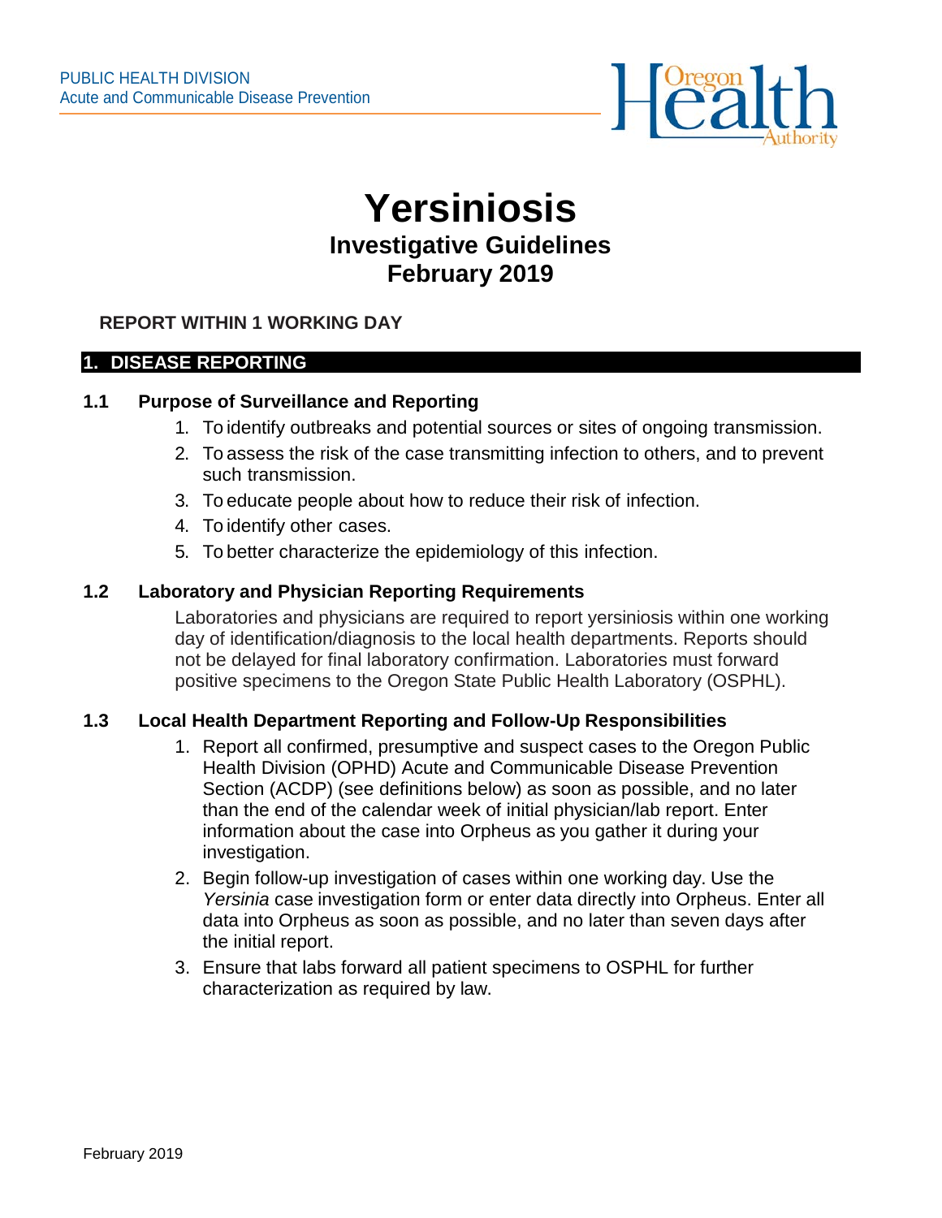PUBLIC HEALTH DIVISION
Acute and Communicable Disease Prevention

# Yersiniosis

## Investigative Guidelines
## February 2019

**REPORT WITHIN 1 WORKING DAY**

## 1. DISEASE REPORTING

### 1.1 Purpose of Surveillance and Reporting

1. To identify outbreaks and potential sources or sites of ongoing transmission.
2. To assess the risk of the case transmitting infection to others, and to prevent such transmission.
3. To educate people about how to reduce their risk of infection.
4. To identify other cases.
5. To better characterize the epidemiology of this infection.

### 1.2 Laboratory and Physician Reporting Requirements

Laboratories and physicians are required to report yersiniosis within one working day of identification/diagnosis to the local health departments. Reports should not be delayed for final laboratory confirmation. Laboratories must forward positive specimens to the Oregon State Public Health Laboratory (OSPHL).

### 1.3 Local Health Department Reporting and Follow-Up Responsibilities

1. Report all confirmed, presumptive and suspect cases to the Oregon Public Health Division (OPHD) Acute and Communicable Disease Prevention Section (ACDP) (see definitions below) as soon as possible, and no later than the end of the calendar week of initial physician/lab report. Enter information about the case into Orpheus as you gather it during your investigation.
2. Begin follow-up investigation of cases within one working day. Use the *Yersinia* case investigation form or enter data directly into Orpheus. Enter all data into Orpheus as soon as possible, and no later than seven days after the initial report.
3. Ensure that labs forward all patient specimens to OSPHL for further characterization as required by law.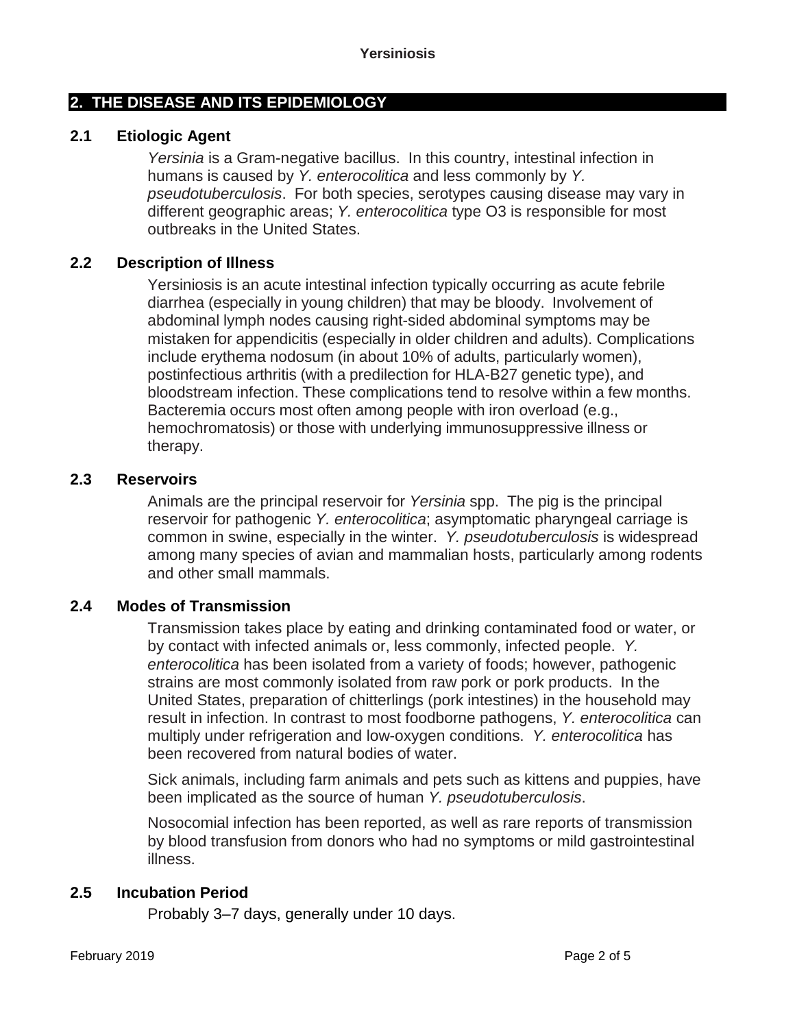## 2. THE DISEASE AND ITS EPIDEMIOLOGY

### 2.1 Etiologic Agent

*Yersinia* is a Gram-negative bacillus. In this country, intestinal infection in humans is caused by *Y. enterocolitica* and less commonly by *Y. pseudotuberculosis*. For both species, serotypes causing disease may vary in different geographic areas; *Y. enterocolitica* type O3 is responsible for most outbreaks in the United States.

### 2.2 Description of Illness

Yersiniosis is an acute intestinal infection typically occurring as acute febrile diarrhea (especially in young children) that may be bloody. Involvement of abdominal lymph nodes causing right-sided abdominal symptoms may be mistaken for appendicitis (especially in older children and adults). Complications include erythema nodosum (in about 10% of adults, particularly women), postinfectious arthritis (with a predilection for HLA-B27 genetic type), and bloodstream infection. These complications tend to resolve within a few months. Bacteremia occurs most often among people with iron overload (e.g., hemochromatosis) or those with underlying immunosuppressive illness or therapy.

### 2.3 Reservoirs

Animals are the principal reservoir for *Yersinia* spp. The pig is the principal reservoir for pathogenic *Y. enterocolitica*; asymptomatic pharyngeal carriage is common in swine, especially in the winter. *Y. pseudotuberculosis* is widespread among many species of avian and mammalian hosts, particularly among rodents and other small mammals.

### 2.4 Modes of Transmission

Transmission takes place by eating and drinking contaminated food or water, or by contact with infected animals or, less commonly, infected people. *Y. enterocolitica* has been isolated from a variety of foods; however, pathogenic strains are most commonly isolated from raw pork or pork products. In the United States, preparation of chitterlings (pork intestines) in the household may result in infection. In contrast to most foodborne pathogens, *Y. enterocolitica* can multiply under refrigeration and low-oxygen conditions. *Y. enterocolitica* has been recovered from natural bodies of water.

Sick animals, including farm animals and pets such as kittens and puppies, have been implicated as the source of human *Y. pseudotuberculosis*.

Nosocomial infection has been reported, as well as rare reports of transmission by blood transfusion from donors who had no symptoms or mild gastrointestinal illness.

### 2.5 Incubation Period

Probably 3–7 days, generally under 10 days.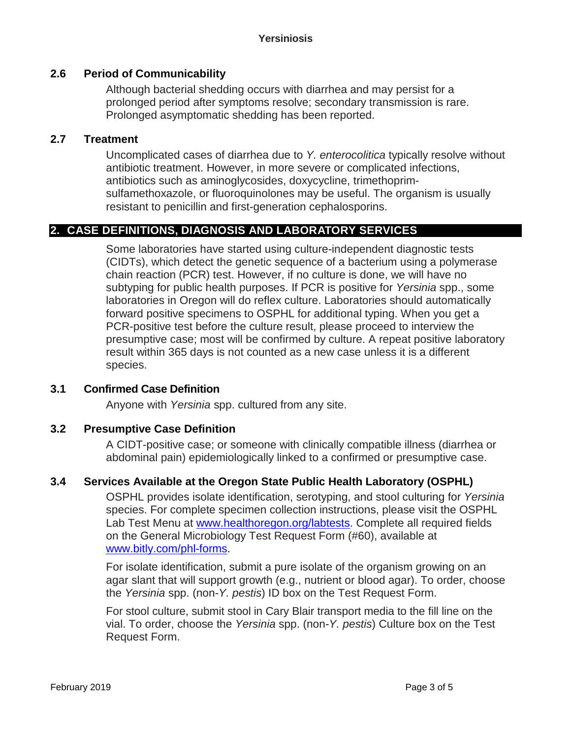### 2.6 Period of Communicability

Although bacterial shedding occurs with diarrhea and may persist for a prolonged period after symptoms resolve; secondary transmission is rare. Prolonged asymptomatic shedding has been reported.

### 2.7 Treatment

Uncomplicated cases of diarrhea due to *Y. enterocolitica* typically resolve without antibiotic treatment. However, in more severe or complicated infections, antibiotics such as aminoglycosides, doxycycline, trimethoprim-sulfamethoxazole, or fluoroquinolones may be useful. The organism is usually resistant to penicillin and first-generation cephalosporins.

## 2. CASE DEFINITIONS, DIAGNOSIS AND LABORATORY SERVICES

Some laboratories have started using culture-independent diagnostic tests (CIDTs), which detect the genetic sequence of a bacterium using a polymerase chain reaction (PCR) test. However, if no culture is done, we will have no subtyping for public health purposes. If PCR is positive for *Yersinia* spp., some laboratories in Oregon will do reflex culture. Laboratories should automatically forward positive specimens to OSPHL for additional typing. When you get a PCR-positive test before the culture result, please proceed to interview the presumptive case; most will be confirmed by culture. A repeat positive laboratory result within 365 days is not counted as a new case unless it is a different species.

### 3.1 Confirmed Case Definition

Anyone with *Yersinia* spp. cultured from any site.

### 3.2 Presumptive Case Definition

A CIDT-positive case; or someone with clinically compatible illness (diarrhea or abdominal pain) epidemiologically linked to a confirmed or presumptive case.

### 3.4 Services Available at the Oregon State Public Health Laboratory (OSPHL)

OSPHL provides isolate identification, serotyping, and stool culturing for *Yersinia* species. For complete specimen collection instructions, please visit the OSPHL Lab Test Menu at [www.healthoregon.org/labtests](http://www.healthoregon.org/labtests). Complete all required fields on the General Microbiology Test Request Form (#60), available at [www.bitly.com/phl-forms](http://www.bitly.com/phl-forms).

For isolate identification, submit a pure isolate of the organism growing on an agar slant that will support growth (e.g., nutrient or blood agar). To order, choose the *Yersinia* spp. (non-*Y. pestis*) ID box on the Test Request Form.

For stool culture, submit stool in Cary Blair transport media to the fill line on the vial. To order, choose the *Yersinia* spp. (non-*Y. pestis*) Culture box on the Test Request Form.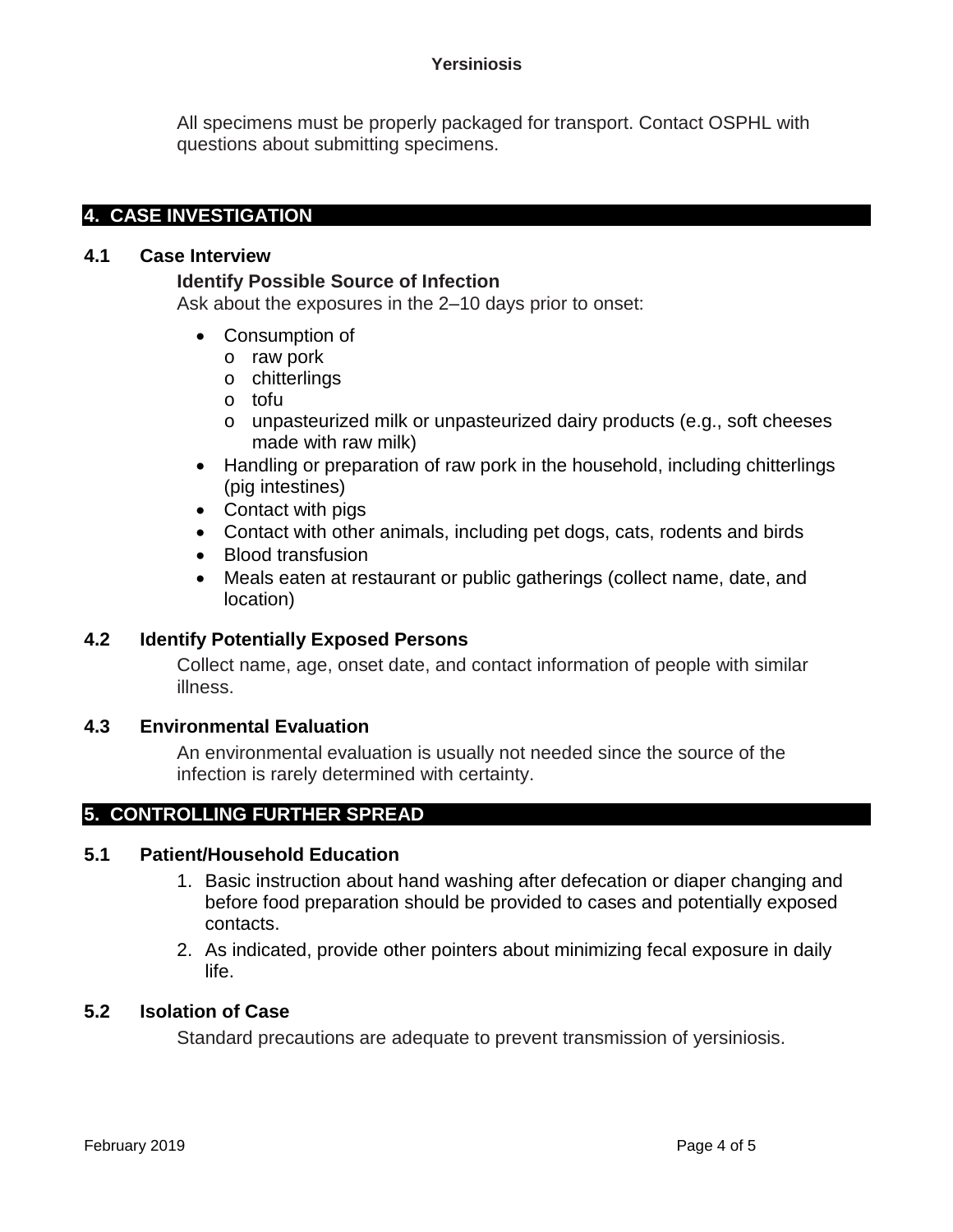All specimens must be properly packaged for transport. Contact OSPHL with questions about submitting specimens.

## 4. CASE INVESTIGATION

### 4.1 Case Interview

**Identify Possible Source of Infection**

Ask about the exposures in the 2–10 days prior to onset:

- Consumption of
  - raw pork
  - chitterlings
  - tofu
  - unpasteurized milk or unpasteurized dairy products (e.g., soft cheeses made with raw milk)
- Handling or preparation of raw pork in the household, including chitterlings (pig intestines)
- Contact with pigs
- Contact with other animals, including pet dogs, cats, rodents and birds
- Blood transfusion
- Meals eaten at restaurant or public gatherings (collect name, date, and location)

### 4.2 Identify Potentially Exposed Persons

Collect name, age, onset date, and contact information of people with similar illness.

### 4.3 Environmental Evaluation

An environmental evaluation is usually not needed since the source of the infection is rarely determined with certainty.

## 5. CONTROLLING FURTHER SPREAD

### 5.1 Patient/Household Education

1. Basic instruction about hand washing after defecation or diaper changing and before food preparation should be provided to cases and potentially exposed contacts.
2. As indicated, provide other pointers about minimizing fecal exposure in daily life.

### 5.2 Isolation of Case

Standard precautions are adequate to prevent transmission of yersiniosis.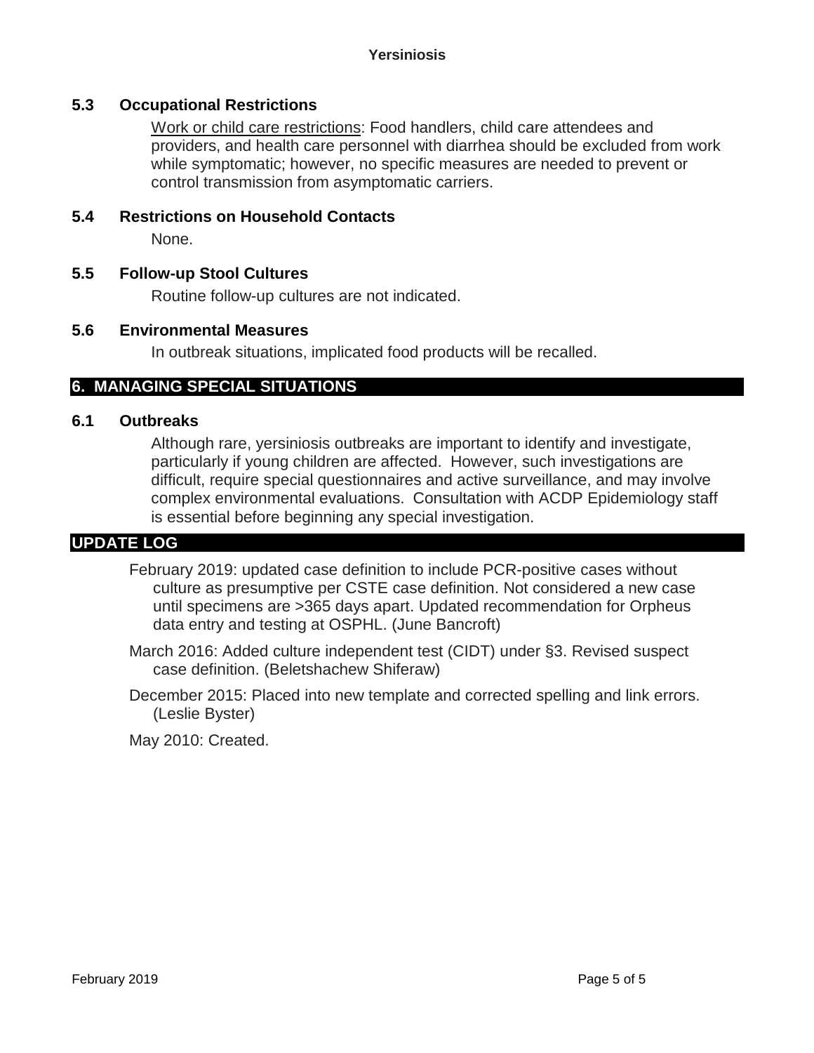### 5.3 Occupational Restrictions

Work or child care restrictions: Food handlers, child care attendees and providers, and health care personnel with diarrhea should be excluded from work while symptomatic; however, no specific measures are needed to prevent or control transmission from asymptomatic carriers.

### 5.4 Restrictions on Household Contacts

None.

### 5.5 Follow-up Stool Cultures

Routine follow-up cultures are not indicated.

### 5.6 Environmental Measures

In outbreak situations, implicated food products will be recalled.

## 6. MANAGING SPECIAL SITUATIONS

### 6.1 Outbreaks

Although rare, yersiniosis outbreaks are important to identify and investigate, particularly if young children are affected. However, such investigations are difficult, require special questionnaires and active surveillance, and may involve complex environmental evaluations. Consultation with ACDP Epidemiology staff is essential before beginning any special investigation.

## UPDATE LOG

February 2019: updated case definition to include PCR-positive cases without culture as presumptive per CSTE case definition. Not considered a new case until specimens are >365 days apart. Updated recommendation for Orpheus data entry and testing at OSPHL. (June Bancroft)

March 2016: Added culture independent test (CIDT) under §3. Revised suspect case definition. (Beletshachew Shiferaw)

December 2015: Placed into new template and corrected spelling and link errors. (Leslie Byster)

May 2010: Created.